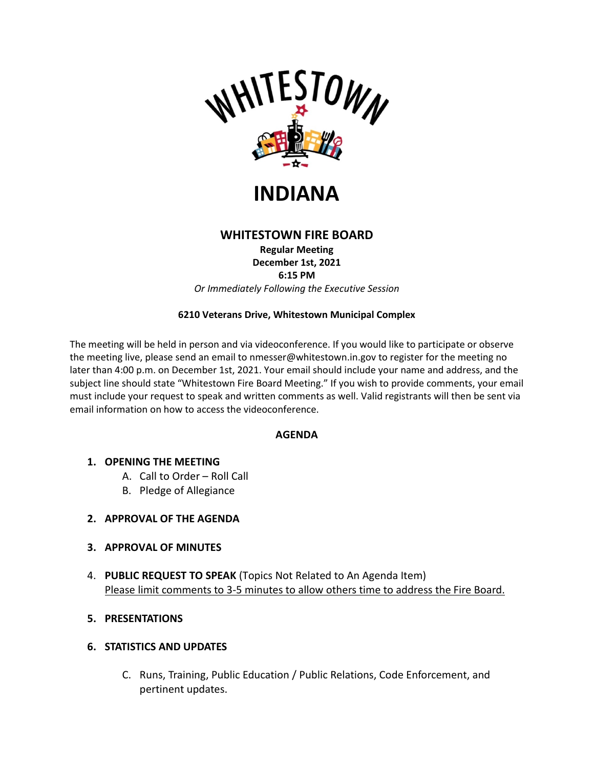WHITESTOWN

# INDIANA

## WHITESTOWN FIRE BOARD

**Regular Meeting**
**December 1st, 2021**
**6:15 PM**
*Or Immediately Following the Executive Session*

**6210 Veterans Drive, Whitestown Municipal Complex**

The meeting will be held in person and via videoconference. If you would like to participate or observe the meeting live, please send an email to nmesser@whitestown.in.gov to register for the meeting no later than 4:00 p.m. on December 1st, 2021. Your email should include your name and address, and the subject line should state "Whitestown Fire Board Meeting." If you wish to provide comments, your email must include your request to speak and written comments as well. Valid registrants will then be sent via email information on how to access the videoconference.

**AGENDA**

1. **OPENING THE MEETING**
   - A. Call to Order – Roll Call
   - B. Pledge of Allegiance

2. **APPROVAL OF THE AGENDA**

3. **APPROVAL OF MINUTES**

4. **PUBLIC REQUEST TO SPEAK** (Topics Not Related to An Agenda Item)
   <u>Please limit comments to 3-5 minutes to allow others time to address the Fire Board.</u>

5. **PRESENTATIONS**

6. **STATISTICS AND UPDATES**
   - C. Runs, Training, Public Education / Public Relations, Code Enforcement, and pertinent updates.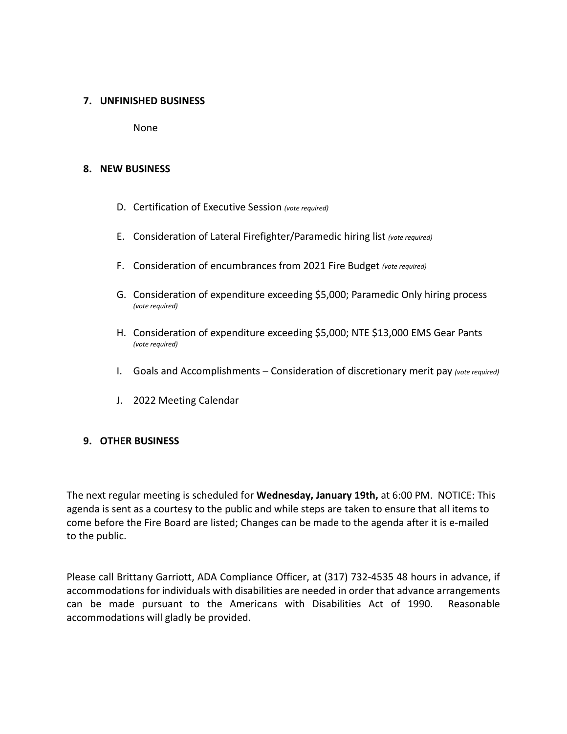**7. UNFINISHED BUSINESS**

None

**8. NEW BUSINESS**

D. Certification of Executive Session *(vote required)*

E. Consideration of Lateral Firefighter/Paramedic hiring list *(vote required)*

F. Consideration of encumbrances from 2021 Fire Budget *(vote required)*

G. Consideration of expenditure exceeding $5,000; Paramedic Only hiring process *(vote required)*

H. Consideration of expenditure exceeding $5,000; NTE $13,000 EMS Gear Pants *(vote required)*

I. Goals and Accomplishments – Consideration of discretionary merit pay *(vote required)*

J. 2022 Meeting Calendar

**9. OTHER BUSINESS**

The next regular meeting is scheduled for **Wednesday, January 19th,** at 6:00 PM. NOTICE: This agenda is sent as a courtesy to the public and while steps are taken to ensure that all items to come before the Fire Board are listed; Changes can be made to the agenda after it is e-mailed to the public.

Please call Brittany Garriott, ADA Compliance Officer, at (317) 732-4535 48 hours in advance, if accommodations for individuals with disabilities are needed in order that advance arrangements can be made pursuant to the Americans with Disabilities Act of 1990. Reasonable accommodations will gladly be provided.